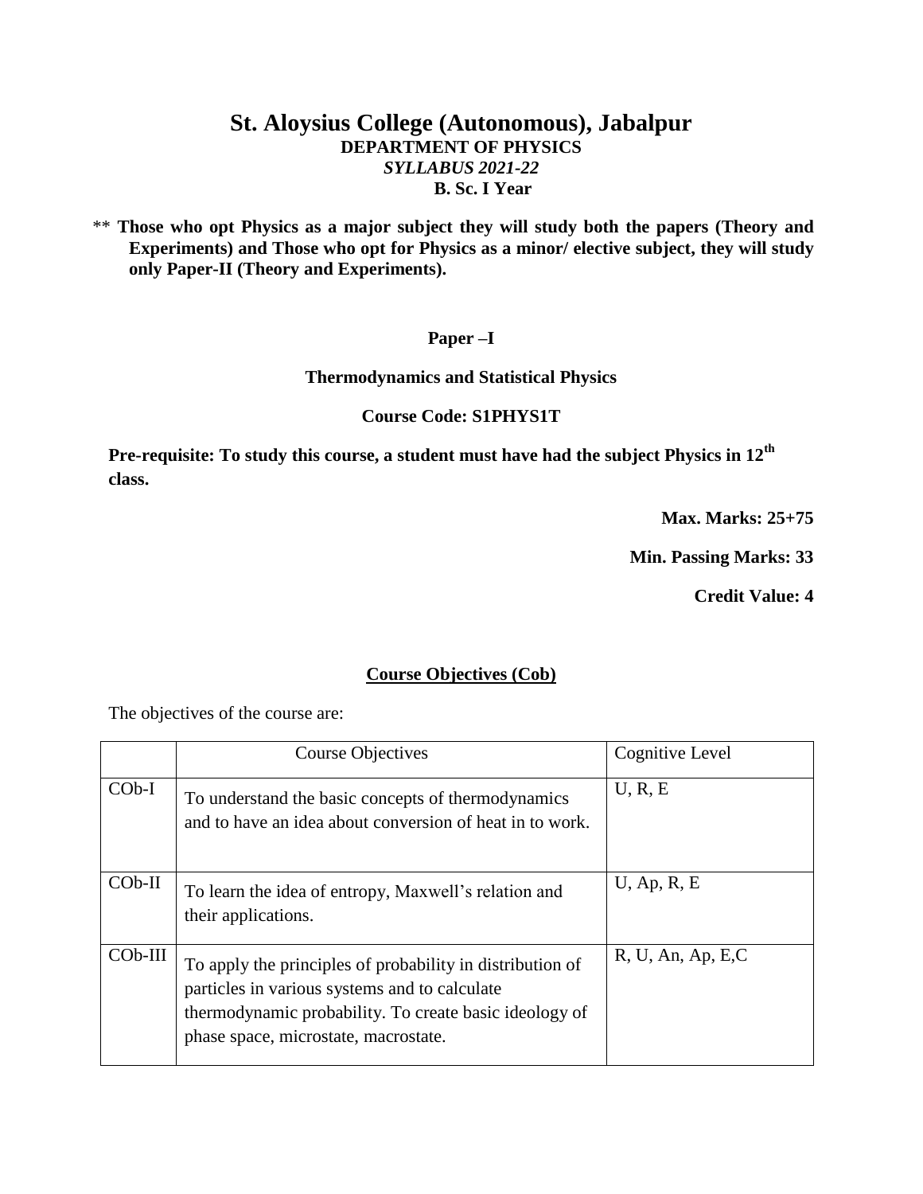# St. Aloysius College (Autonomous), Jabalpur

**DEPARTMENT OF PHYSICS**

***SYLLABUS 2021-22***

**B. Sc. I Year**

** **Those who opt Physics as a major subject they will study both the papers (Theory and Experiments) and Those who opt for Physics as a minor/ elective subject, they will study only Paper-II (Theory and Experiments).**

## Paper –I

### Thermodynamics and Statistical Physics

**Course Code: S1PHYS1T**

**Pre-requisite: To study this course, a student must have had the subject Physics in 12^th^ class.**

**Max. Marks: 25+75**

**Min. Passing Marks: 33**

**Credit Value: 4**

### Course Objectives (Cob)

The objectives of the course are:

| | Course Objectives | Cognitive Level |
|---|---|---|
| COb-I | To understand the basic concepts of thermodynamics and to have an idea about conversion of heat in to work. | U, R, E |
| COb-II | To learn the idea of entropy, Maxwell's relation and their applications. | U, Ap, R, E |
| COb-III | To apply the principles of probability in distribution of particles in various systems and to calculate thermodynamic probability. To create basic ideology of phase space, microstate, macrostate. | R, U, An, Ap, E,C |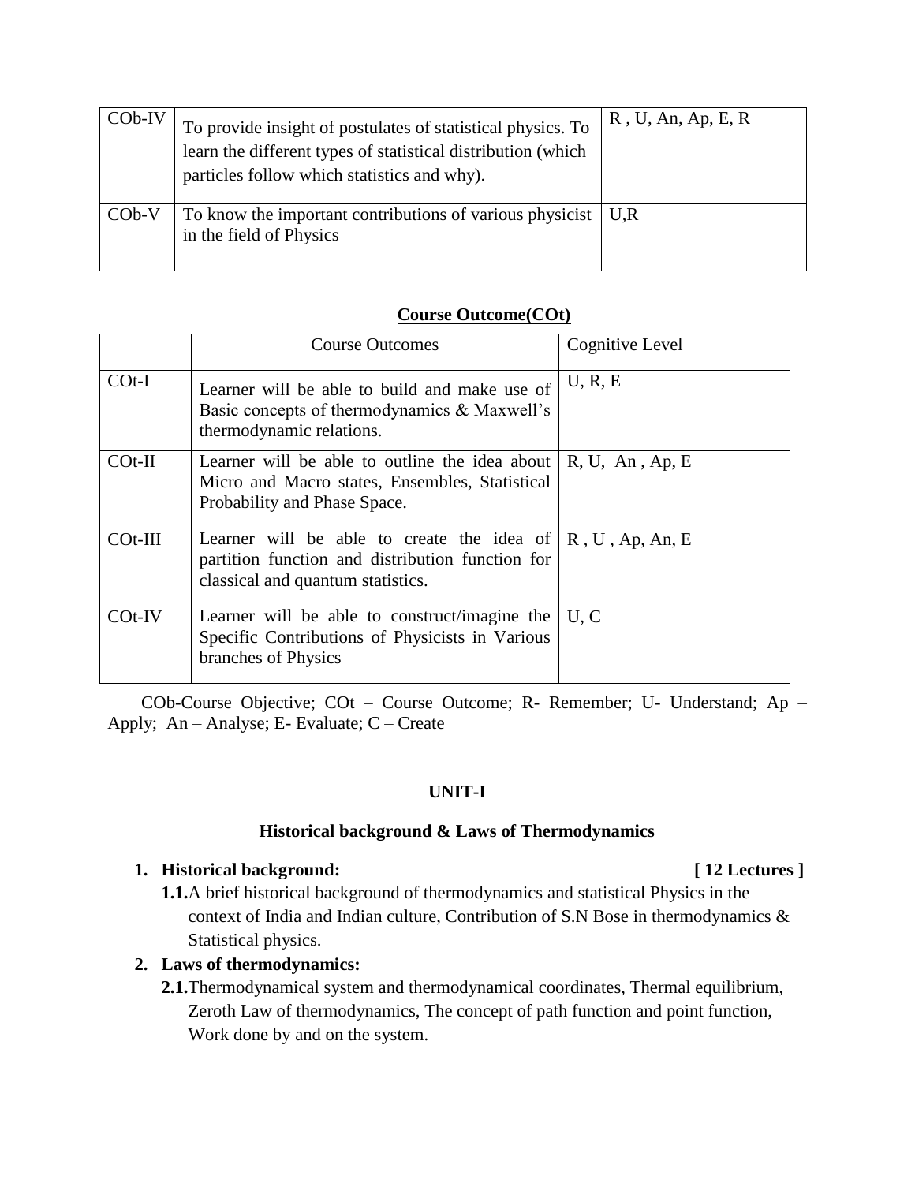| COb-IV | To provide insight of postulates of statistical physics. To learn the different types of statistical distribution (which particles follow which statistics and why). | R , U, An, Ap, E, R |
|---|---|---|
| COb-V | To know the important contributions of various physicist in the field of Physics | U,R |

**Course Outcome(COt)**

| | Course Outcomes | Cognitive Level |
|---|---|---|
| COt-I | Learner will be able to build and make use of Basic concepts of thermodynamics & Maxwell's thermodynamic relations. | U, R, E |
| COt-II | Learner will be able to outline the idea about Micro and Macro states, Ensembles, Statistical Probability and Phase Space. | R, U, An , Ap, E |
| COt-III | Learner will be able to create the idea of partition function and distribution function for classical and quantum statistics. | R , U , Ap, An, E |
| COt-IV | Learner will be able to construct/imagine the Specific Contributions of Physicists in Various branches of Physics | U, C |

COb-Course Objective; COt – Course Outcome; R- Remember; U- Understand; Ap – Apply; An – Analyse; E- Evaluate; C – Create

## UNIT-I

### Historical background & Laws of Thermodynamics

1. **Historical background:** **[ 12 Lectures ]**
   - **1.1.** A brief historical background of thermodynamics and statistical Physics in the context of India and Indian culture, Contribution of S.N Bose in thermodynamics & Statistical physics.
2. **Laws of thermodynamics:**
   - **2.1.** Thermodynamical system and thermodynamical coordinates, Thermal equilibrium, Zeroth Law of thermodynamics, The concept of path function and point function, Work done by and on the system.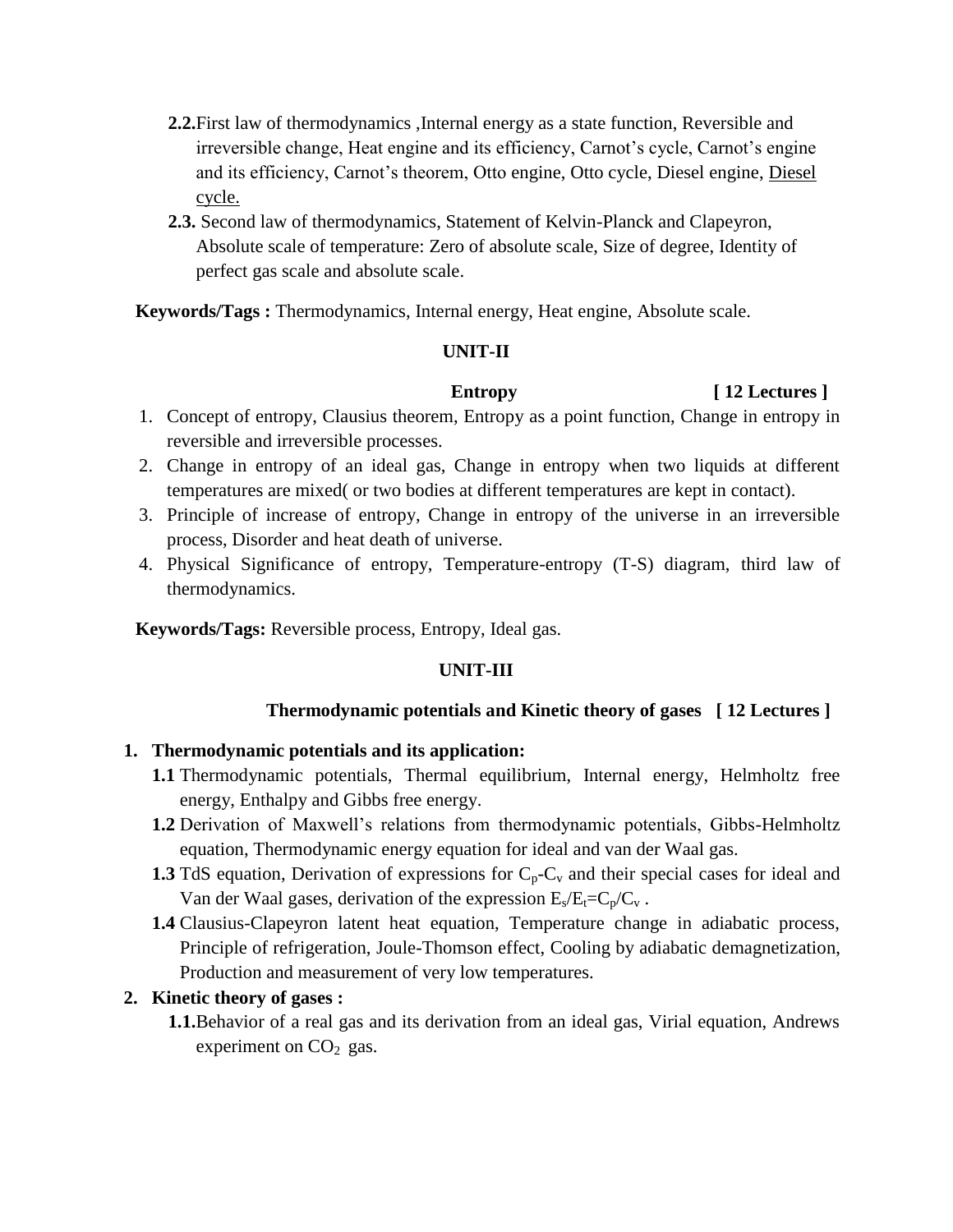**2.2.** First law of thermodynamics ,Internal energy as a state function, Reversible and irreversible change, Heat engine and its efficiency, Carnot's cycle, Carnot's engine and its efficiency, Carnot's theorem, Otto engine, Otto cycle, Diesel engine, Diesel cycle.

**2.3.** Second law of thermodynamics, Statement of Kelvin-Planck and Clapeyron, Absolute scale of temperature: Zero of absolute scale, Size of degree, Identity of perfect gas scale and absolute scale.

**Keywords/Tags :** Thermodynamics, Internal energy, Heat engine, Absolute scale.

## UNIT-II

### Entropy [ 12 Lectures ]

1. Concept of entropy, Clausius theorem, Entropy as a point function, Change in entropy in reversible and irreversible processes.
2. Change in entropy of an ideal gas, Change in entropy when two liquids at different temperatures are mixed( or two bodies at different temperatures are kept in contact).
3. Principle of increase of entropy, Change in entropy of the universe in an irreversible process, Disorder and heat death of universe.
4. Physical Significance of entropy, Temperature-entropy (T-S) diagram, third law of thermodynamics.

**Keywords/Tags:** Reversible process, Entropy, Ideal gas.

## UNIT-III

### Thermodynamic potentials and Kinetic theory of gases [ 12 Lectures ]

1. **Thermodynamic potentials and its application:**

   **1.1** Thermodynamic potentials, Thermal equilibrium, Internal energy, Helmholtz free energy, Enthalpy and Gibbs free energy.

   **1.2** Derivation of Maxwell's relations from thermodynamic potentials, Gibbs-Helmholtz equation, Thermodynamic energy equation for ideal and van der Waal gas.

   **1.3** TdS equation, Derivation of expressions for $C_p$-$C_v$ and their special cases for ideal and Van der Waal gases, derivation of the expression $E_s/E_t=C_p/C_v$ .

   **1.4** Clausius-Clapeyron latent heat equation, Temperature change in adiabatic process, Principle of refrigeration, Joule-Thomson effect, Cooling by adiabatic demagnetization, Production and measurement of very low temperatures.

2. **Kinetic theory of gases :**

   **1.1.** Behavior of a real gas and its derivation from an ideal gas, Virial equation, Andrews experiment on $CO_2$ gas.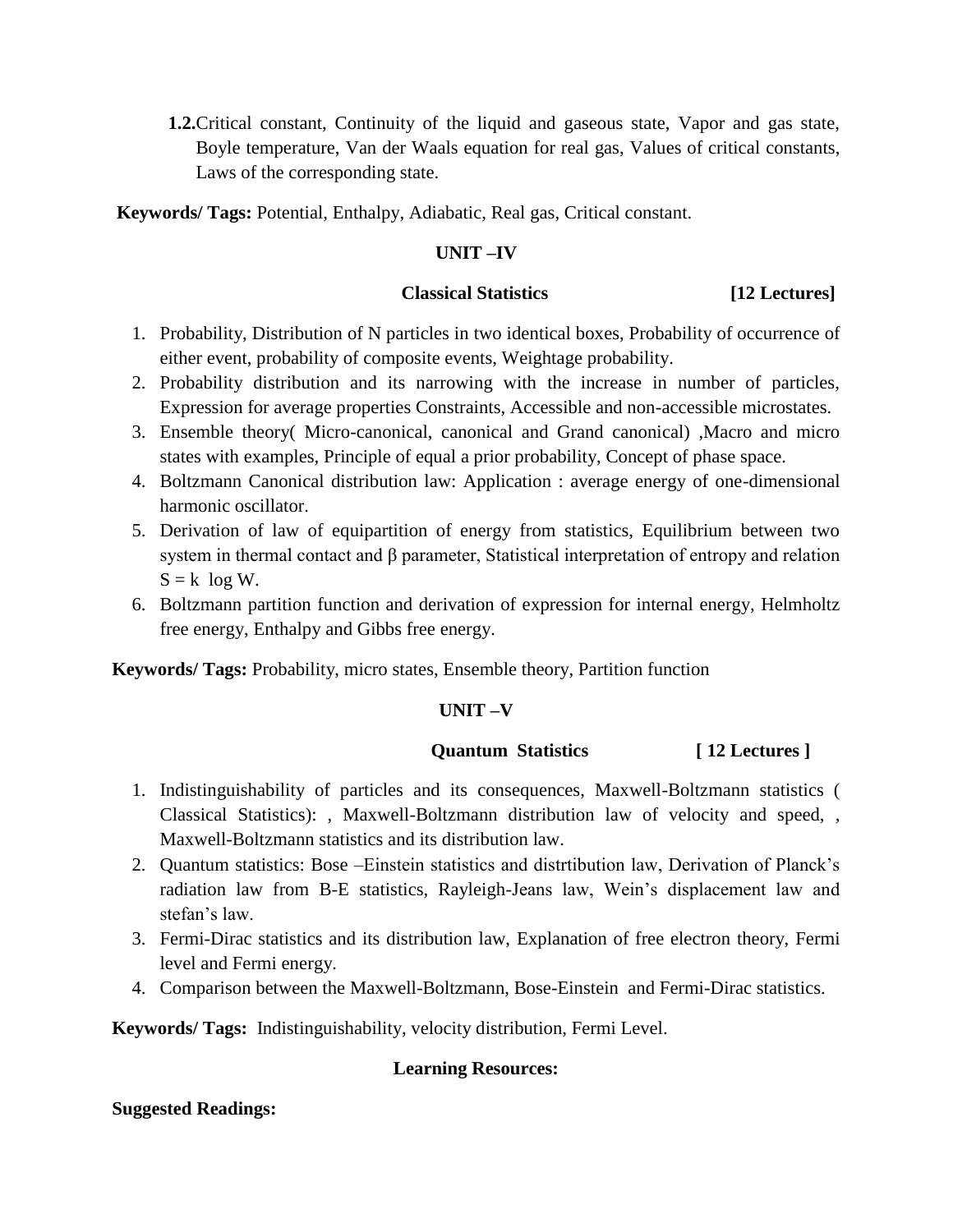**1.2.** Critical constant, Continuity of the liquid and gaseous state, Vapor and gas state, Boyle temperature, Van der Waals equation for real gas, Values of critical constants, Laws of the corresponding state.

**Keywords/ Tags:** Potential, Enthalpy, Adiabatic, Real gas, Critical constant.

## UNIT –IV

### Classical Statistics [12 Lectures]

1. Probability, Distribution of N particles in two identical boxes, Probability of occurrence of either event, probability of composite events, Weightage probability.
2. Probability distribution and its narrowing with the increase in number of particles, Expression for average properties Constraints, Accessible and non-accessible microstates.
3. Ensemble theory( Micro-canonical, canonical and Grand canonical) ,Macro and micro states with examples, Principle of equal a prior probability, Concept of phase space.
4. Boltzmann Canonical distribution law: Application : average energy of one-dimensional harmonic oscillator.
5. Derivation of law of equipartition of energy from statistics, Equilibrium between two system in thermal contact and $\beta$ parameter, Statistical interpretation of entropy and relation $S = k \log W$.
6. Boltzmann partition function and derivation of expression for internal energy, Helmholtz free energy, Enthalpy and Gibbs free energy.

**Keywords/ Tags:** Probability, micro states, Ensemble theory, Partition function

## UNIT –V

### Quantum Statistics [ 12 Lectures ]

1. Indistinguishability of particles and its consequences, Maxwell-Boltzmann statistics ( Classical Statistics): , Maxwell-Boltzmann distribution law of velocity and speed, , Maxwell-Boltzmann statistics and its distribution law.
2. Quantum statistics: Bose –Einstein statistics and distrtibution law, Derivation of Planck's radiation law from B-E statistics, Rayleigh-Jeans law, Wein's displacement law and stefan's law.
3. Fermi-Dirac statistics and its distribution law, Explanation of free electron theory, Fermi level and Fermi energy.
4. Comparison between the Maxwell-Boltzmann, Bose-Einstein and Fermi-Dirac statistics.

**Keywords/ Tags:** Indistinguishability, velocity distribution, Fermi Level.

### Learning Resources:

**Suggested Readings:**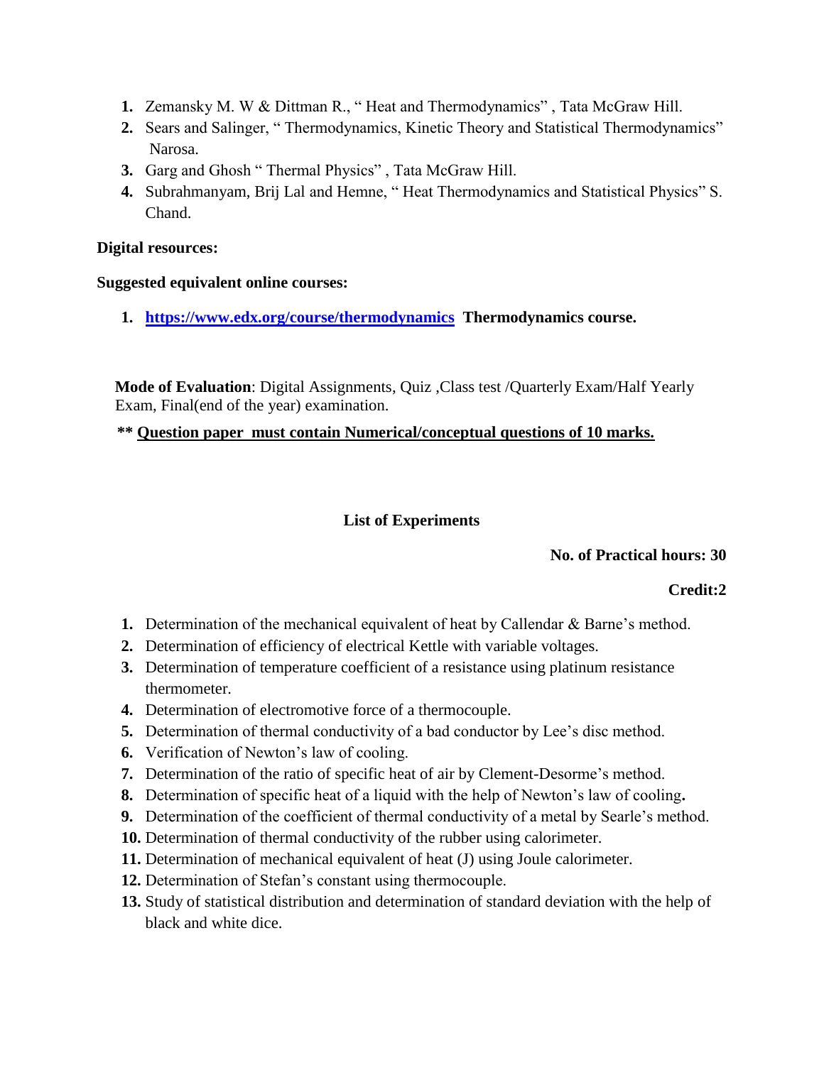1. Zemansky M. W & Dittman R., " Heat and Thermodynamics" , Tata McGraw Hill.
2. Sears and Salinger, " Thermodynamics, Kinetic Theory and Statistical Thermodynamics" Narosa.
3. Garg and Ghosh " Thermal Physics" , Tata McGraw Hill.
4. Subrahmanyam, Brij Lal and Hemne, " Heat Thermodynamics and Statistical Physics" S. Chand.

**Digital resources:**

**Suggested equivalent online courses:**

1. **https://www.edx.org/course/thermodynamics Thermodynamics course.**

**Mode of Evaluation**: Digital Assignments, Quiz ,Class test /Quarterly Exam/Half Yearly Exam, Final(end of the year) examination.

**** <u>Question paper must contain Numerical/conceptual questions of 10 marks.</u>**

## List of Experiments

**No. of Practical hours: 30**

**Credit:2**

1. Determination of the mechanical equivalent of heat by Callendar & Barne's method.
2. Determination of efficiency of electrical Kettle with variable voltages.
3. Determination of temperature coefficient of a resistance using platinum resistance thermometer.
4. Determination of electromotive force of a thermocouple.
5. Determination of thermal conductivity of a bad conductor by Lee's disc method.
6. Verification of Newton's law of cooling.
7. Determination of the ratio of specific heat of air by Clement-Desorme's method.
8. Determination of specific heat of a liquid with the help of Newton's law of cooling**.**
9. Determination of the coefficient of thermal conductivity of a metal by Searle's method.
10. Determination of thermal conductivity of the rubber using calorimeter.
11. Determination of mechanical equivalent of heat (J) using Joule calorimeter.
12. Determination of Stefan's constant using thermocouple.
13. Study of statistical distribution and determination of standard deviation with the help of black and white dice.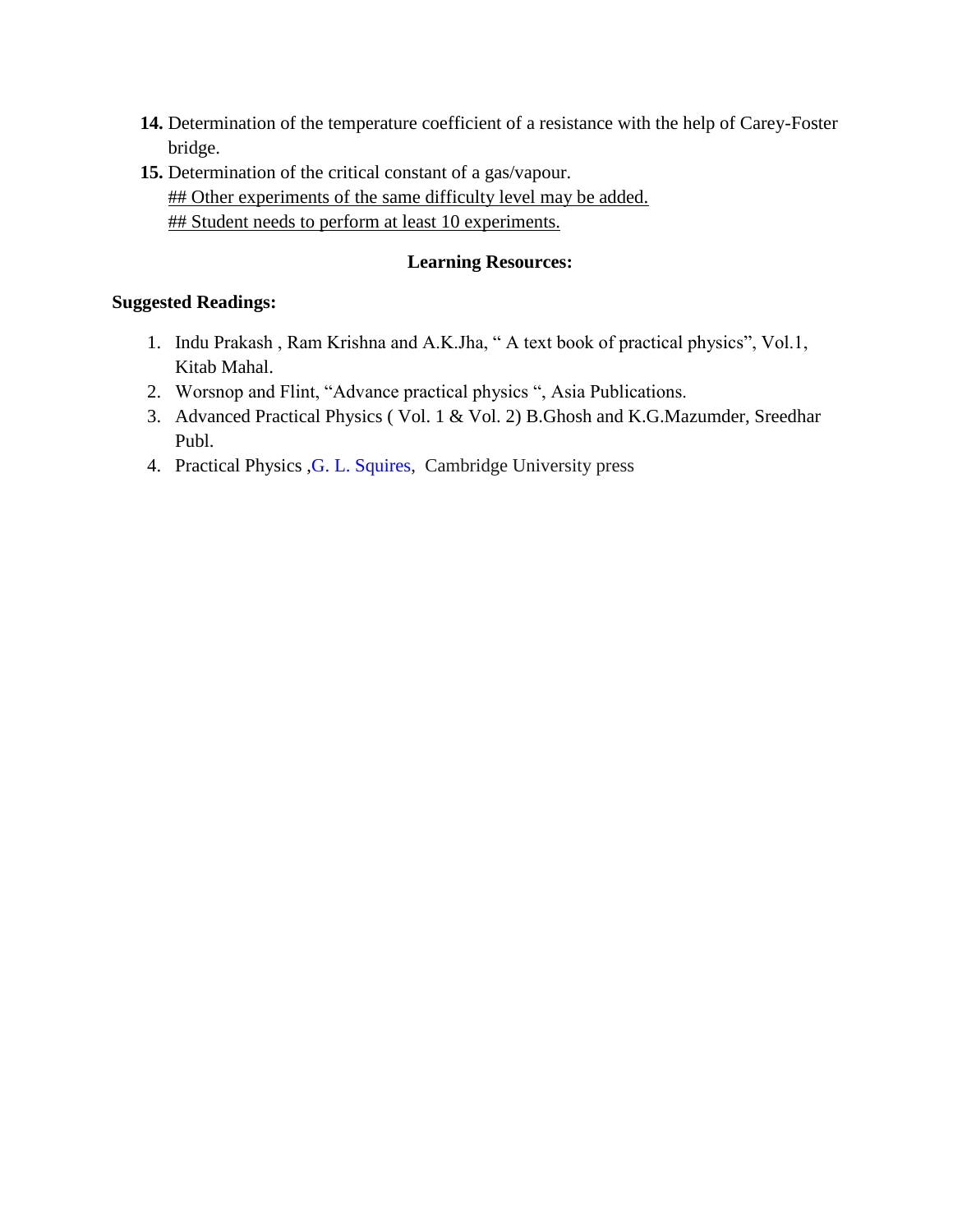14. Determination of the temperature coefficient of a resistance with the help of Carey-Foster bridge.
15. Determination of the critical constant of a gas/vapour.
    ## Other experiments of the same difficulty level may be added.
    ## Student needs to perform at least 10 experiments.

**Learning Resources:**

**Suggested Readings:**

1. Indu Prakash , Ram Krishna and A.K.Jha, " A text book of practical physics", Vol.1, Kitab Mahal.
2. Worsnop and Flint, "Advance practical physics ", Asia Publications.
3. Advanced Practical Physics ( Vol. 1 & Vol. 2) B.Ghosh and K.G.Mazumder, Sreedhar Publ.
4. Practical Physics ,G. L. Squires, Cambridge University press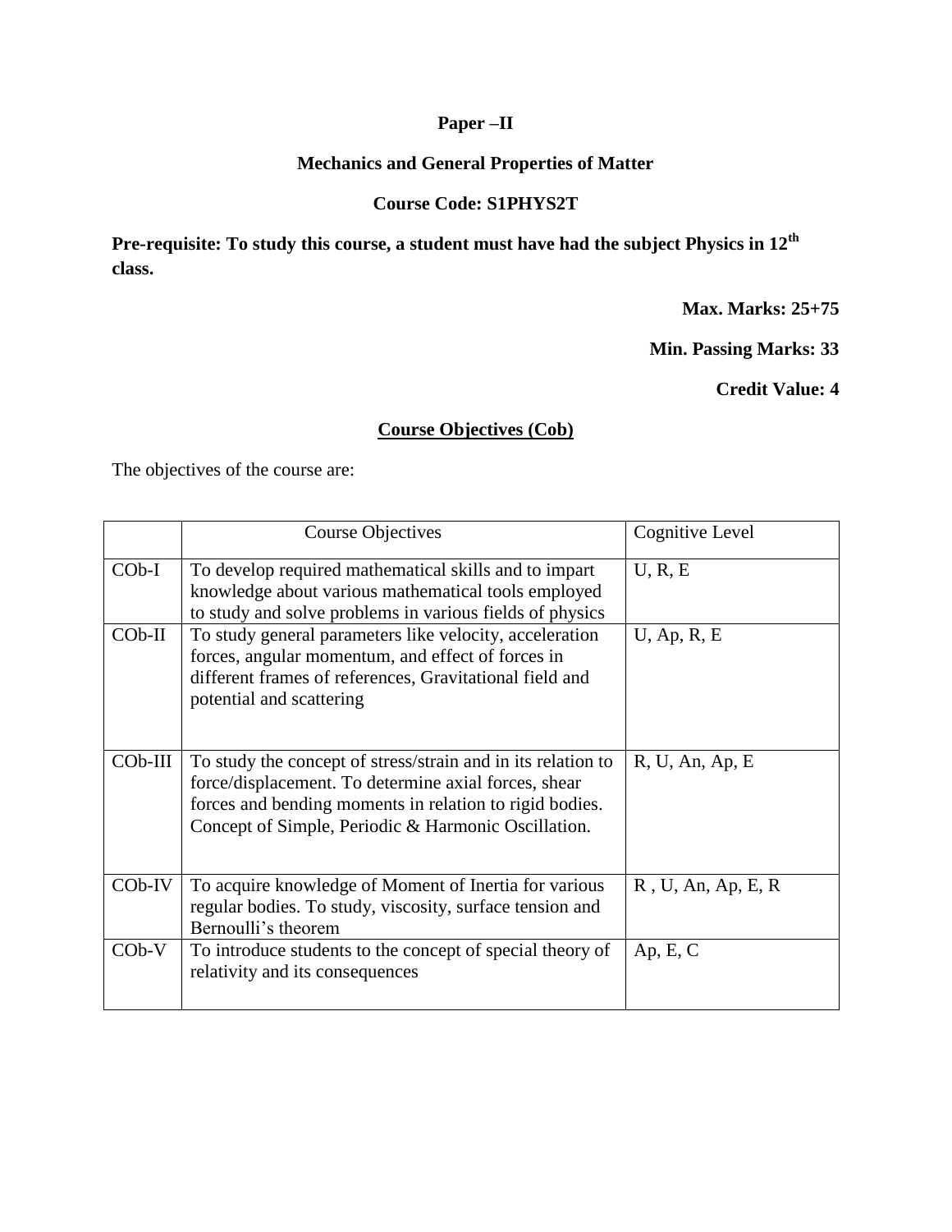**Paper –II**

**Mechanics and General Properties of Matter**

**Course Code: S1PHYS2T**

**Pre-requisite: To study this course, a student must have had the subject Physics in 12th class.**

**Max. Marks: 25+75**

**Min. Passing Marks: 33**

**Credit Value: 4**

**Course Objectives (Cob)**

The objectives of the course are:

| | Course Objectives | Cognitive Level |
|---|---|---|
| COb-I | To develop required mathematical skills and to impart knowledge about various mathematical tools employed to study and solve problems in various fields of physics | U, R, E |
| COb-II | To study general parameters like velocity, acceleration forces, angular momentum, and effect of forces in different frames of references, Gravitational field and potential and scattering | U, Ap, R, E |
| COb-III | To study the concept of stress/strain and in its relation to force/displacement. To determine axial forces, shear forces and bending moments in relation to rigid bodies. Concept of Simple, Periodic & Harmonic Oscillation. | R, U, An, Ap, E |
| COb-IV | To acquire knowledge of Moment of Inertia for various regular bodies. To study, viscosity, surface tension and Bernoulli's theorem | R , U, An, Ap, E, R |
| COb-V | To introduce students to the concept of special theory of relativity and its consequences | Ap, E, C |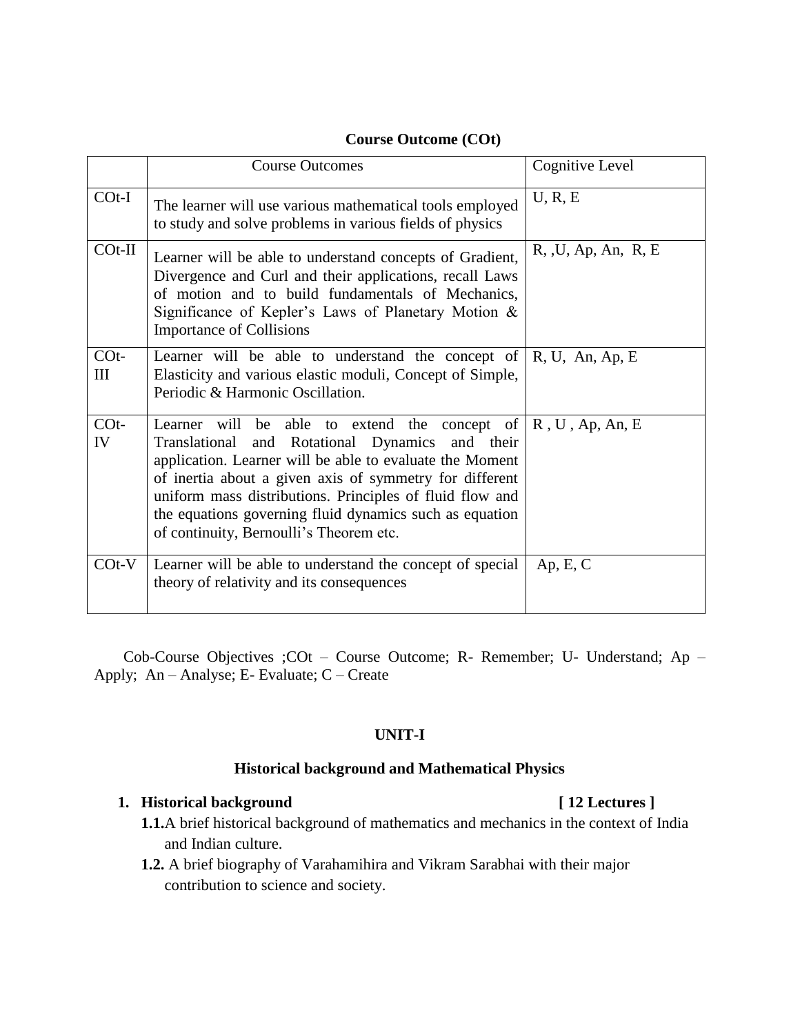**Course Outcome (COt)**

| | Course Outcomes | Cognitive Level |
|---|---|---|
| COt-I | The learner will use various mathematical tools employed to study and solve problems in various fields of physics | U, R, E |
| COt-II | Learner will be able to understand concepts of Gradient, Divergence and Curl and their applications, recall Laws of motion and to build fundamentals of Mechanics, Significance of Kepler's Laws of Planetary Motion & Importance of Collisions | R, ,U, Ap, An, R, E |
| COt-III | Learner will be able to understand the concept of Elasticity and various elastic moduli, Concept of Simple, Periodic & Harmonic Oscillation. | R, U, An, Ap, E |
| COt-IV | Learner will be able to extend the concept of Translational and Rotational Dynamics and their application. Learner will be able to evaluate the Moment of inertia about a given axis of symmetry for different uniform mass distributions. Principles of fluid flow and the equations governing fluid dynamics such as equation of continuity, Bernoulli's Theorem etc. | R , U , Ap, An, E |
| COt-V | Learner will be able to understand the concept of special theory of relativity and its consequences | Ap, E, C |

Cob-Course Objectives ;COt – Course Outcome; R- Remember; U- Understand; Ap – Apply; An – Analyse; E- Evaluate; C – Create

## UNIT-I

## Historical background and Mathematical Physics

1. **Historical background** **[ 12 Lectures ]**
   - **1.1.** A brief historical background of mathematics and mechanics in the context of India and Indian culture.
   - **1.2.** A brief biography of Varahamihira and Vikram Sarabhai with their major contribution to science and society.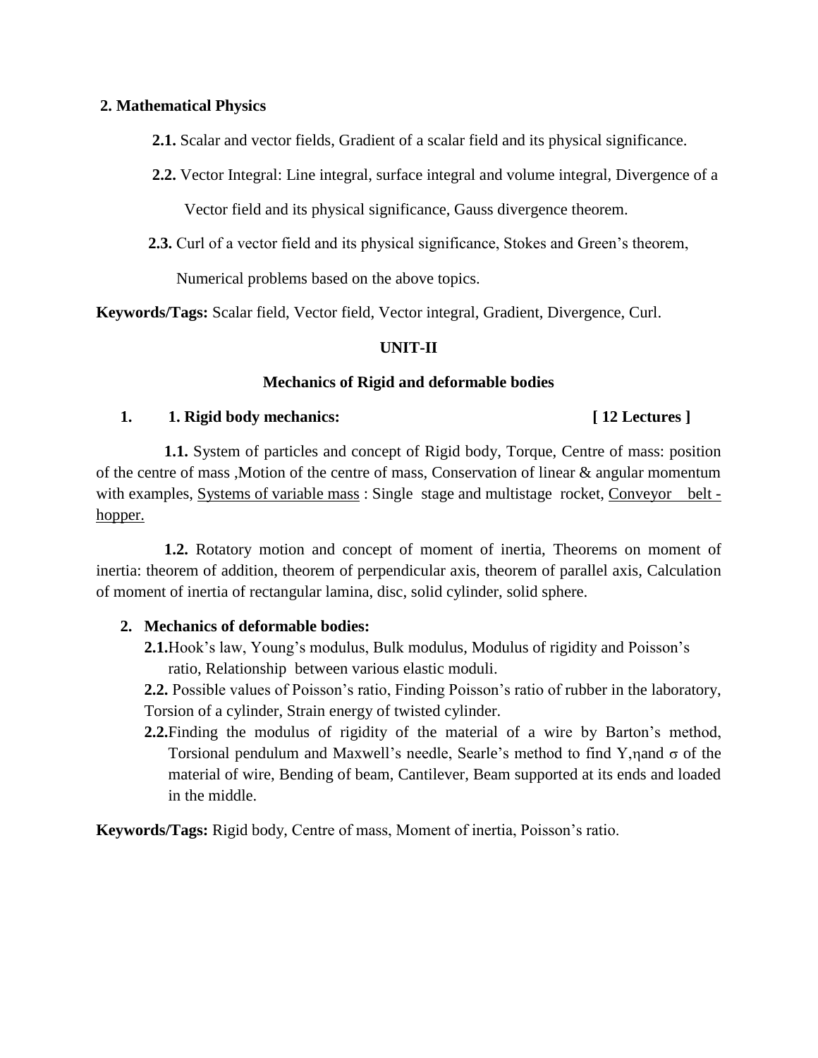**2. Mathematical Physics**

**2.1.** Scalar and vector fields, Gradient of a scalar field and its physical significance.

**2.2.** Vector Integral: Line integral, surface integral and volume integral, Divergence of a Vector field and its physical significance, Gauss divergence theorem.

**2.3.** Curl of a vector field and its physical significance, Stokes and Green's theorem, Numerical problems based on the above topics.

**Keywords/Tags:** Scalar field, Vector field, Vector integral, Gradient, Divergence, Curl.

## UNIT-II

### Mechanics of Rigid and deformable bodies

**1. 1. Rigid body mechanics: [ 12 Lectures ]**

**1.1.** System of particles and concept of Rigid body, Torque, Centre of mass: position of the centre of mass ,Motion of the centre of mass, Conservation of linear & angular momentum with examples, Systems of variable mass : Single stage and multistage rocket, Conveyor belt - hopper.

**1.2.** Rotatory motion and concept of moment of inertia, Theorems on moment of inertia: theorem of addition, theorem of perpendicular axis, theorem of parallel axis, Calculation of moment of inertia of rectangular lamina, disc, solid cylinder, solid sphere.

**2. Mechanics of deformable bodies:**

**2.1.** Hook's law, Young's modulus, Bulk modulus, Modulus of rigidity and Poisson's ratio, Relationship between various elastic moduli.

**2.2.** Possible values of Poisson's ratio, Finding Poisson's ratio of rubber in the laboratory, Torsion of a cylinder, Strain energy of twisted cylinder.

**2.2.** Finding the modulus of rigidity of the material of a wire by Barton's method, Torsional pendulum and Maxwell's needle, Searle's method to find $Y$, $\eta$ and $\sigma$ of the material of wire, Bending of beam, Cantilever, Beam supported at its ends and loaded in the middle.

**Keywords/Tags:** Rigid body, Centre of mass, Moment of inertia, Poisson's ratio.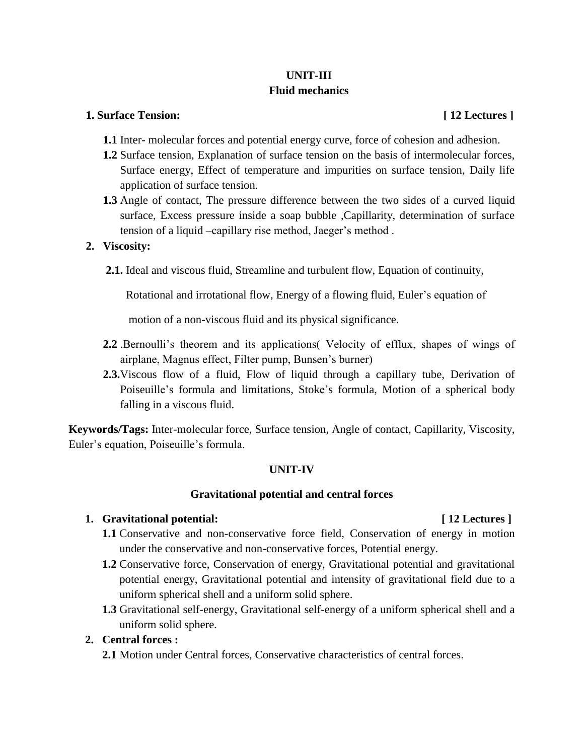## UNIT-III
## Fluid mechanics

**1. Surface Tension:** **[ 12 Lectures ]**

- **1.1** Inter- molecular forces and potential energy curve, force of cohesion and adhesion.
- **1.2** Surface tension, Explanation of surface tension on the basis of intermolecular forces, Surface energy, Effect of temperature and impurities on surface tension, Daily life application of surface tension.
- **1.3** Angle of contact, The pressure difference between the two sides of a curved liquid surface, Excess pressure inside a soap bubble ,Capillarity, determination of surface tension of a liquid –capillary rise method, Jaeger's method .

**2. Viscosity:**

- **2.1.** Ideal and viscous fluid, Streamline and turbulent flow, Equation of continuity, Rotational and irrotational flow, Energy of a flowing fluid, Euler's equation of motion of a non-viscous fluid and its physical significance.
- **2.2** .Bernoulli's theorem and its applications( Velocity of efflux, shapes of wings of airplane, Magnus effect, Filter pump, Bunsen's burner)
- **2.3.**Viscous flow of a fluid, Flow of liquid through a capillary tube, Derivation of Poiseuille's formula and limitations, Stoke's formula, Motion of a spherical body falling in a viscous fluid.

**Keywords/Tags:** Inter-molecular force, Surface tension, Angle of contact, Capillarity, Viscosity, Euler's equation, Poiseuille's formula.

## UNIT-IV

## Gravitational potential and central forces

**1. Gravitational potential:** **[ 12 Lectures ]**

- **1.1** Conservative and non-conservative force field, Conservation of energy in motion under the conservative and non-conservative forces, Potential energy.
- **1.2** Conservative force, Conservation of energy, Gravitational potential and gravitational potential energy, Gravitational potential and intensity of gravitational field due to a uniform spherical shell and a uniform solid sphere.
- **1.3** Gravitational self-energy, Gravitational self-energy of a uniform spherical shell and a uniform solid sphere.

**2. Central forces :**

- **2.1** Motion under Central forces, Conservative characteristics of central forces.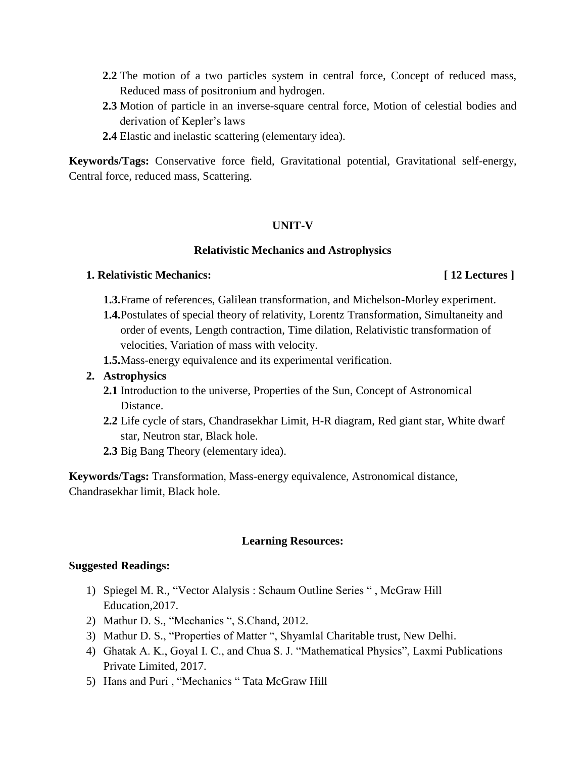- **2.2** The motion of a two particles system in central force, Concept of reduced mass, Reduced mass of positronium and hydrogen.
- **2.3** Motion of particle in an inverse-square central force, Motion of celestial bodies and derivation of Kepler's laws
- **2.4** Elastic and inelastic scattering (elementary idea).

**Keywords/Tags:** Conservative force field, Gravitational potential, Gravitational self-energy, Central force, reduced mass, Scattering.

## UNIT-V

### Relativistic Mechanics and Astrophysics

**1. Relativistic Mechanics:** **[ 12 Lectures ]**

- **1.3.** Frame of references, Galilean transformation, and Michelson-Morley experiment.
- **1.4.** Postulates of special theory of relativity, Lorentz Transformation, Simultaneity and order of events, Length contraction, Time dilation, Relativistic transformation of velocities, Variation of mass with velocity.
- **1.5.** Mass-energy equivalence and its experimental verification.

**2. Astrophysics**

- **2.1** Introduction to the universe, Properties of the Sun, Concept of Astronomical Distance.
- **2.2** Life cycle of stars, Chandrasekhar Limit, H-R diagram, Red giant star, White dwarf star, Neutron star, Black hole.
- **2.3** Big Bang Theory (elementary idea).

**Keywords/Tags:** Transformation, Mass-energy equivalence, Astronomical distance, Chandrasekhar limit, Black hole.

### Learning Resources:

**Suggested Readings:**

1) Spiegel M. R., "Vector Alalysis : Schaum Outline Series " , McGraw Hill Education,2017.
2) Mathur D. S., "Mechanics ", S.Chand, 2012.
3) Mathur D. S., "Properties of Matter ", Shyamlal Charitable trust, New Delhi.
4) Ghatak A. K., Goyal I. C., and Chua S. J. "Mathematical Physics", Laxmi Publications Private Limited, 2017.
5) Hans and Puri , "Mechanics " Tata McGraw Hill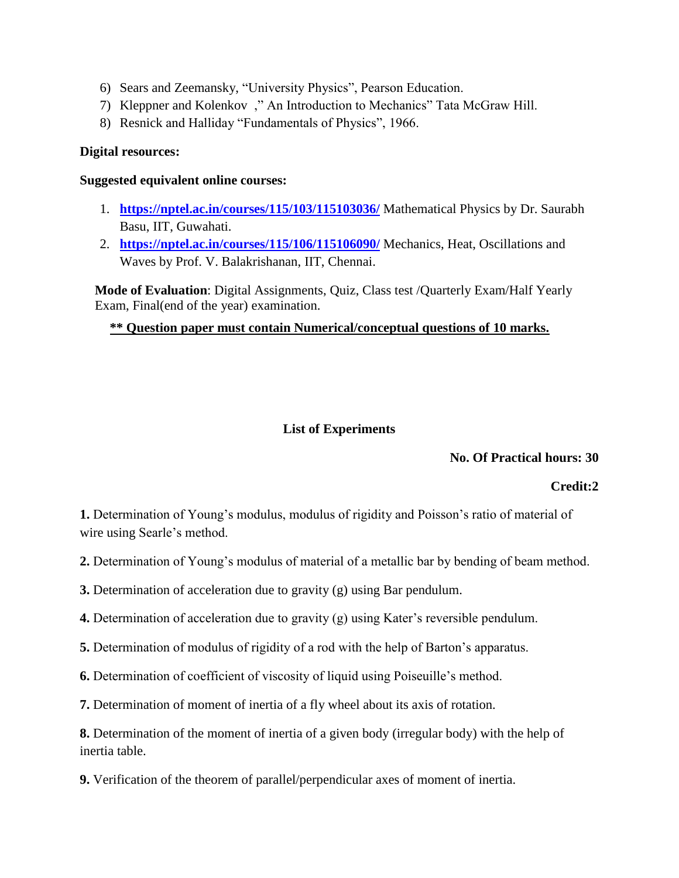6) Sears and Zeemansky, "University Physics", Pearson Education.
7) Kleppner and Kolenkov ," An Introduction to Mechanics" Tata McGraw Hill.
8) Resnick and Halliday "Fundamentals of Physics", 1966.

**Digital resources:**

**Suggested equivalent online courses:**

1. **https://nptel.ac.in/courses/115/103/115103036/** Mathematical Physics by Dr. Saurabh Basu, IIT, Guwahati.
2. **https://nptel.ac.in/courses/115/106/115106090/** Mechanics, Heat, Oscillations and Waves by Prof. V. Balakrishanan, IIT, Chennai.

**Mode of Evaluation**: Digital Assignments, Quiz, Class test /Quarterly Exam/Half Yearly Exam, Final(end of the year) examination.

**\*\* Question paper must contain Numerical/conceptual questions of 10 marks.**

## List of Experiments

**No. Of Practical hours: 30**

**Credit:2**

**1.** Determination of Young's modulus, modulus of rigidity and Poisson's ratio of material of wire using Searle's method.

**2.** Determination of Young's modulus of material of a metallic bar by bending of beam method.

**3.** Determination of acceleration due to gravity (g) using Bar pendulum.

**4.** Determination of acceleration due to gravity (g) using Kater's reversible pendulum.

**5.** Determination of modulus of rigidity of a rod with the help of Barton's apparatus.

**6.** Determination of coefficient of viscosity of liquid using Poiseuille's method.

**7.** Determination of moment of inertia of a fly wheel about its axis of rotation.

**8.** Determination of the moment of inertia of a given body (irregular body) with the help of inertia table.

**9.** Verification of the theorem of parallel/perpendicular axes of moment of inertia.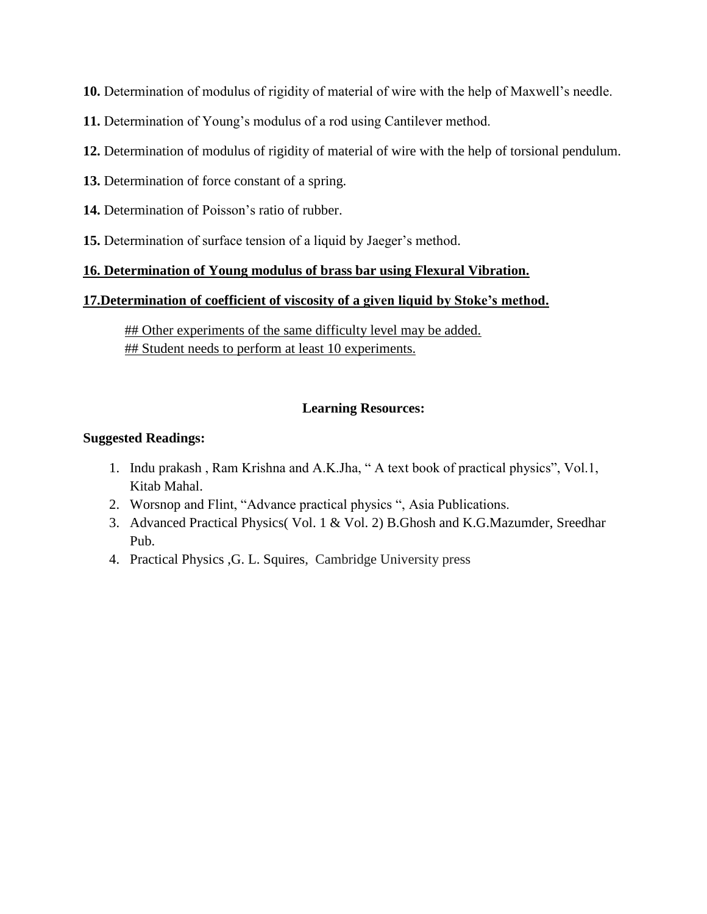**10.** Determination of modulus of rigidity of material of wire with the help of Maxwell's needle.

**11.** Determination of Young's modulus of a rod using Cantilever method.

**12.** Determination of modulus of rigidity of material of wire with the help of torsional pendulum.

**13.** Determination of force constant of a spring.

**14.** Determination of Poisson's ratio of rubber.

**15.** Determination of surface tension of a liquid by Jaeger's method.

**16. Determination of Young modulus of brass bar using Flexural Vibration.**

**17.Determination of coefficient of viscosity of a given liquid by Stoke's method.**

## Other experiments of the same difficulty level may be added.
## Student needs to perform at least 10 experiments.

**Learning Resources:**

**Suggested Readings:**

1. Indu prakash , Ram Krishna and A.K.Jha, " A text book of practical physics", Vol.1, Kitab Mahal.
2. Worsnop and Flint, "Advance practical physics ", Asia Publications.
3. Advanced Practical Physics( Vol. 1 & Vol. 2) B.Ghosh and K.G.Mazumder, Sreedhar Pub.
4. Practical Physics ,G. L. Squires, Cambridge University press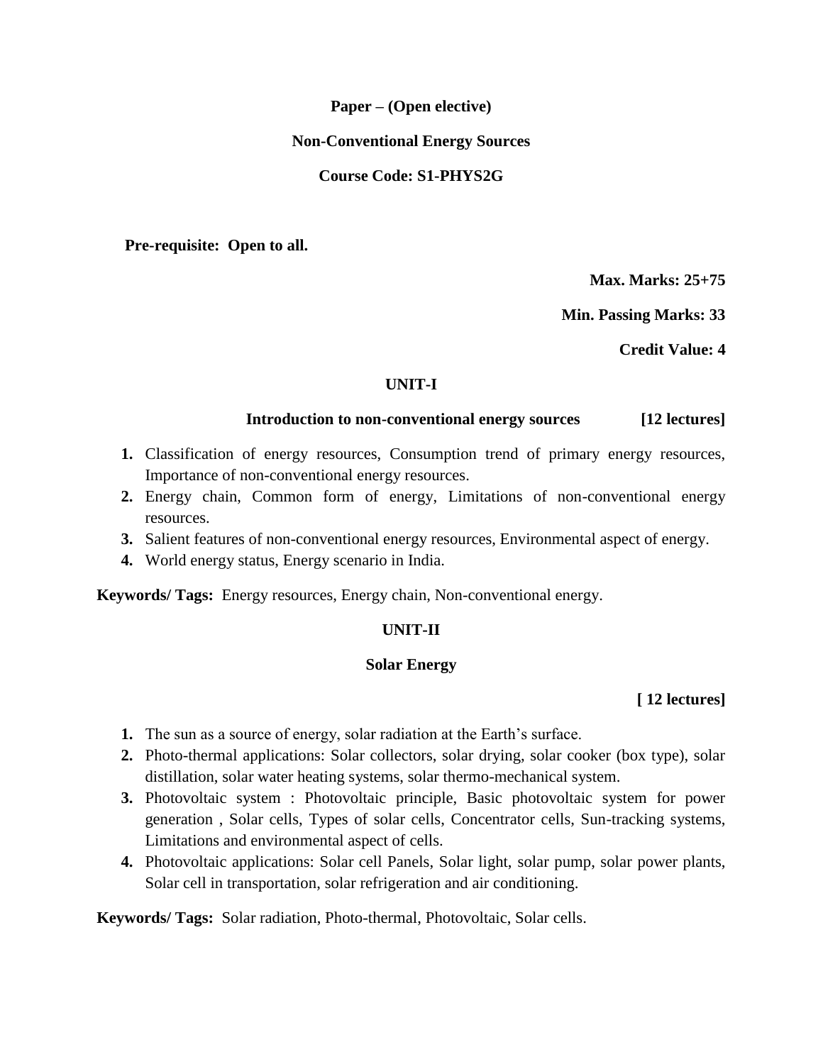**Paper – (Open elective)**

**Non-Conventional Energy Sources**

**Course Code: S1-PHYS2G**

**Pre-requisite: Open to all.**

**Max. Marks: 25+75**

**Min. Passing Marks: 33**

**Credit Value: 4**

## UNIT-I

### Introduction to non-conventional energy sources [12 lectures]

1. Classification of energy resources, Consumption trend of primary energy resources, Importance of non-conventional energy resources.
2. Energy chain, Common form of energy, Limitations of non-conventional energy resources.
3. Salient features of non-conventional energy resources, Environmental aspect of energy.
4. World energy status, Energy scenario in India.

**Keywords/ Tags:** Energy resources, Energy chain, Non-conventional energy.

## UNIT-II

### Solar Energy

**[ 12 lectures]**

1. The sun as a source of energy, solar radiation at the Earth's surface.
2. Photo-thermal applications: Solar collectors, solar drying, solar cooker (box type), solar distillation, solar water heating systems, solar thermo-mechanical system.
3. Photovoltaic system : Photovoltaic principle, Basic photovoltaic system for power generation , Solar cells, Types of solar cells, Concentrator cells, Sun-tracking systems, Limitations and environmental aspect of cells.
4. Photovoltaic applications: Solar cell Panels, Solar light, solar pump, solar power plants, Solar cell in transportation, solar refrigeration and air conditioning.

**Keywords/ Tags:** Solar radiation, Photo-thermal, Photovoltaic, Solar cells.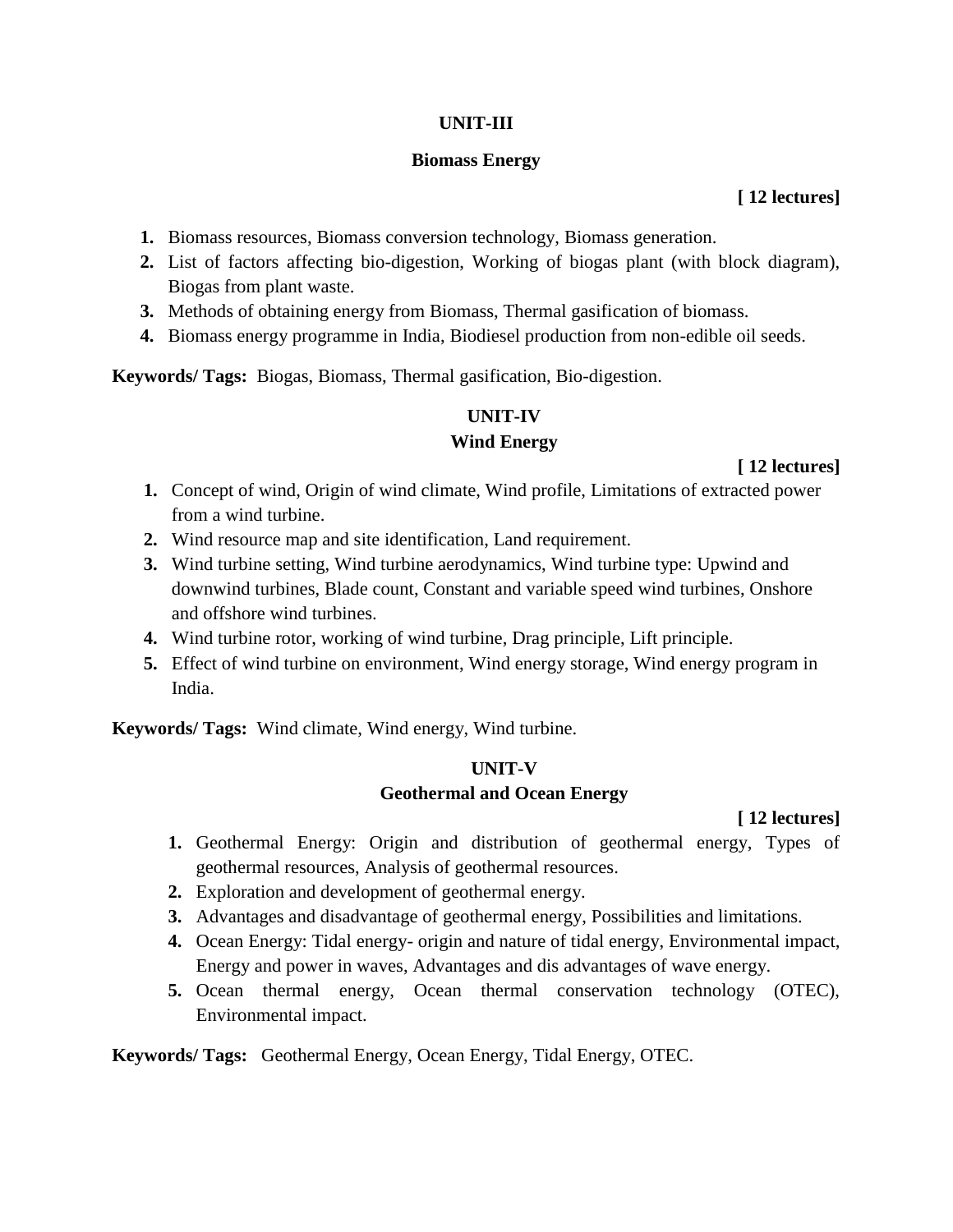## UNIT-III

## Biomass Energy

**[ 12 lectures]**

1. Biomass resources, Biomass conversion technology, Biomass generation.
2. List of factors affecting bio-digestion, Working of biogas plant (with block diagram), Biogas from plant waste.
3. Methods of obtaining energy from Biomass, Thermal gasification of biomass.
4. Biomass energy programme in India, Biodiesel production from non-edible oil seeds.

**Keywords/ Tags:** Biogas, Biomass, Thermal gasification, Bio-digestion.

## UNIT-IV

## Wind Energy

**[ 12 lectures]**

1. Concept of wind, Origin of wind climate, Wind profile, Limitations of extracted power from a wind turbine.
2. Wind resource map and site identification, Land requirement.
3. Wind turbine setting, Wind turbine aerodynamics, Wind turbine type: Upwind and downwind turbines, Blade count, Constant and variable speed wind turbines, Onshore and offshore wind turbines.
4. Wind turbine rotor, working of wind turbine, Drag principle, Lift principle.
5. Effect of wind turbine on environment, Wind energy storage, Wind energy program in India.

**Keywords/ Tags:** Wind climate, Wind energy, Wind turbine.

## UNIT-V

## Geothermal and Ocean Energy

**[ 12 lectures]**

1. Geothermal Energy: Origin and distribution of geothermal energy, Types of geothermal resources, Analysis of geothermal resources.
2. Exploration and development of geothermal energy.
3. Advantages and disadvantage of geothermal energy, Possibilities and limitations.
4. Ocean Energy: Tidal energy- origin and nature of tidal energy, Environmental impact, Energy and power in waves, Advantages and dis advantages of wave energy.
5. Ocean thermal energy, Ocean thermal conservation technology (OTEC), Environmental impact.

**Keywords/ Tags:** Geothermal Energy, Ocean Energy, Tidal Energy, OTEC.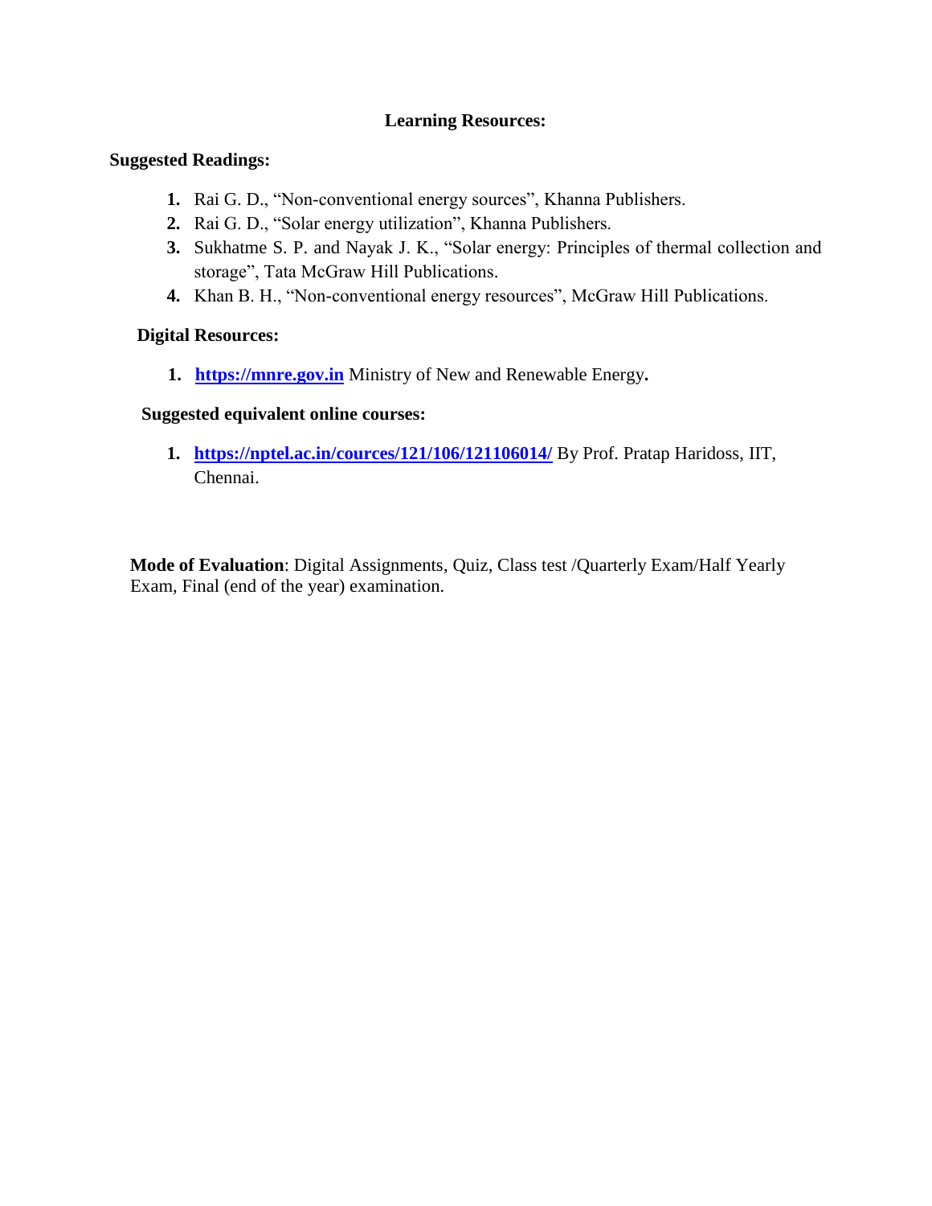## Learning Resources:

**Suggested Readings:**

1. Rai G. D., “Non-conventional energy sources”, Khanna Publishers.
2. Rai G. D., “Solar energy utilization”, Khanna Publishers.
3. Sukhatme S. P. and Nayak J. K., “Solar energy: Principles of thermal collection and storage”, Tata McGraw Hill Publications.
4. Khan B. H., “Non-conventional energy resources”, McGraw Hill Publications.

**Digital Resources:**

1. **https://mnre.gov.in** Ministry of New and Renewable Energy**.**

**Suggested equivalent online courses:**

1. **https://nptel.ac.in/cources/121/106/121106014/** By Prof. Pratap Haridoss, IIT, Chennai.

**Mode of Evaluation**: Digital Assignments, Quiz, Class test /Quarterly Exam/Half Yearly Exam, Final (end of the year) examination.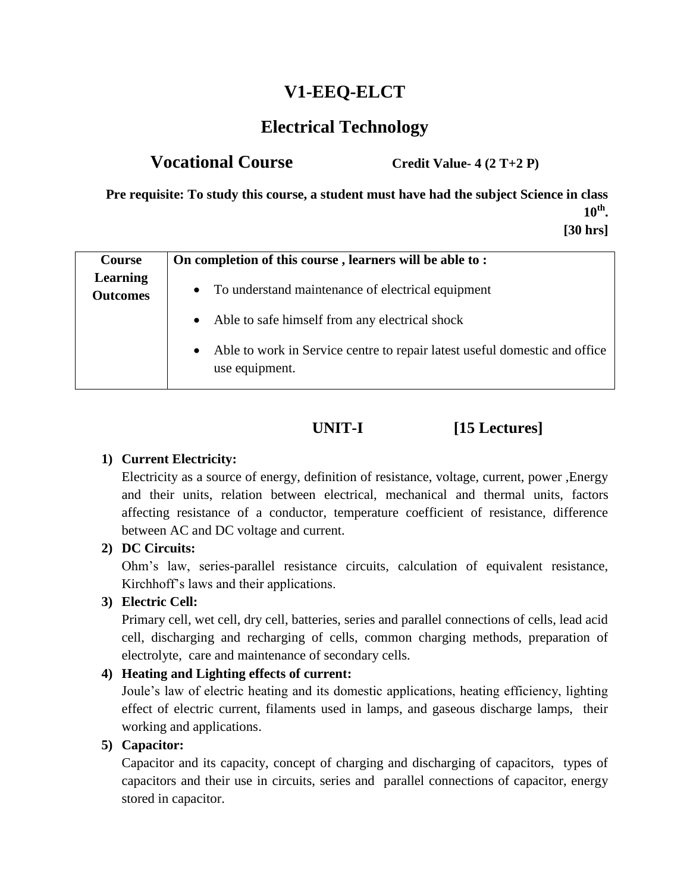# V1-EEQ-ELCT

## Electrical Technology

**Vocational Course** **Credit Value- 4 (2 T+2 P)**

**Pre requisite: To study this course, a student must have had the subject Science in class $10^{th}$.**

**[30 hrs]**

| Course Learning Outcomes | On completion of this course , learners will be able to : |
|---|---|
| | • To understand maintenance of electrical equipment<br>• Able to safe himself from any electrical shock<br>• Able to work in Service centre to repair latest useful domestic and office use equipment. |

### UNIT-I [15 Lectures]

1) **Current Electricity:**
   Electricity as a source of energy, definition of resistance, voltage, current, power ,Energy and their units, relation between electrical, mechanical and thermal units, factors affecting resistance of a conductor, temperature coefficient of resistance, difference between AC and DC voltage and current.

2) **DC Circuits:**
   Ohm's law, series-parallel resistance circuits, calculation of equivalent resistance, Kirchhoff's laws and their applications.

3) **Electric Cell:**
   Primary cell, wet cell, dry cell, batteries, series and parallel connections of cells, lead acid cell, discharging and recharging of cells, common charging methods, preparation of electrolyte, care and maintenance of secondary cells.

4) **Heating and Lighting effects of current:**
   Joule's law of electric heating and its domestic applications, heating efficiency, lighting effect of electric current, filaments used in lamps, and gaseous discharge lamps, their working and applications.

5) **Capacitor:**
   Capacitor and its capacity, concept of charging and discharging of capacitors, types of capacitors and their use in circuits, series and parallel connections of capacitor, energy stored in capacitor.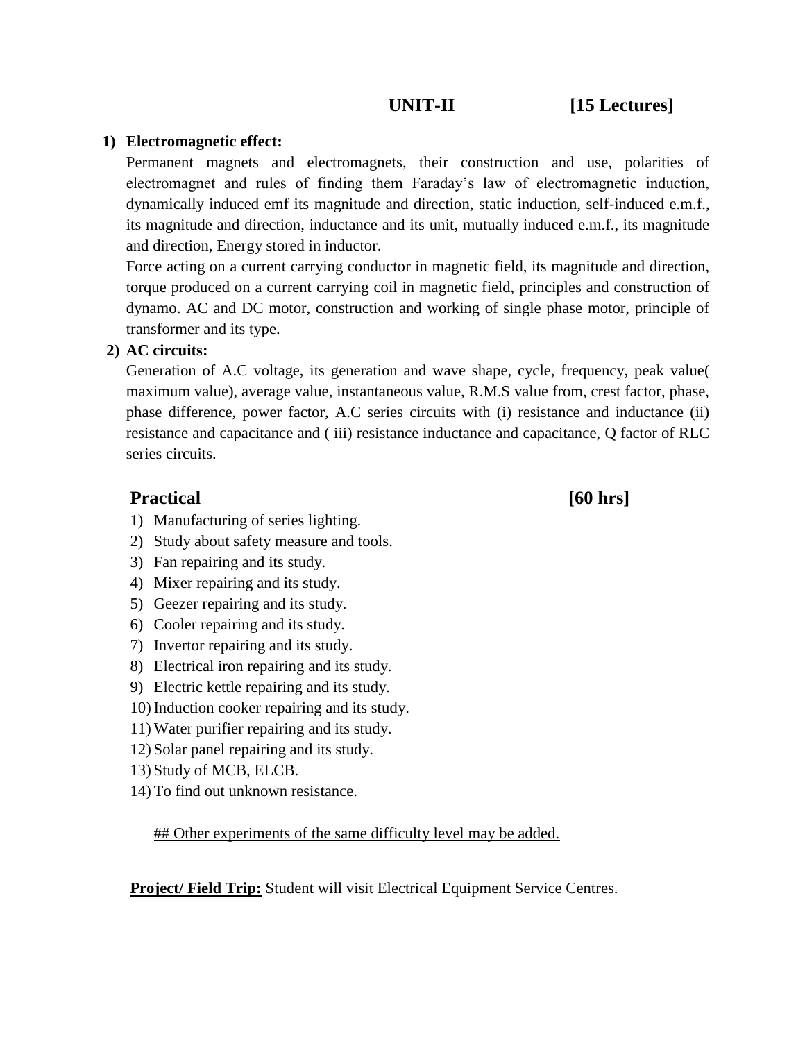## UNIT-II [15 Lectures]

1) **Electromagnetic effect:**

   Permanent magnets and electromagnets, their construction and use, polarities of electromagnet and rules of finding them Faraday's law of electromagnetic induction, dynamically induced emf its magnitude and direction, static induction, self-induced e.m.f., its magnitude and direction, inductance and its unit, mutually induced e.m.f., its magnitude and direction, Energy stored in inductor.

   Force acting on a current carrying conductor in magnetic field, its magnitude and direction, torque produced on a current carrying coil in magnetic field, principles and construction of dynamo. AC and DC motor, construction and working of single phase motor, principle of transformer and its type.

2) **AC circuits:**

   Generation of A.C voltage, its generation and wave shape, cycle, frequency, peak value( maximum value), average value, instantaneous value, R.M.S value from, crest factor, phase, phase difference, power factor, A.C series circuits with (i) resistance and inductance (ii) resistance and capacitance and ( iii) resistance inductance and capacitance, Q factor of RLC series circuits.

## Practical [60 hrs]

1) Manufacturing of series lighting.
2) Study about safety measure and tools.
3) Fan repairing and its study.
4) Mixer repairing and its study.
5) Geezer repairing and its study.
6) Cooler repairing and its study.
7) Invertor repairing and its study.
8) Electrical iron repairing and its study.
9) Electric kettle repairing and its study.
10) Induction cooker repairing and its study.
11) Water purifier repairing and its study.
12) Solar panel repairing and its study.
13) Study of MCB, ELCB.
14) To find out unknown resistance.

## Other experiments of the same difficulty level may be added.

**Project/ Field Trip:** Student will visit Electrical Equipment Service Centres.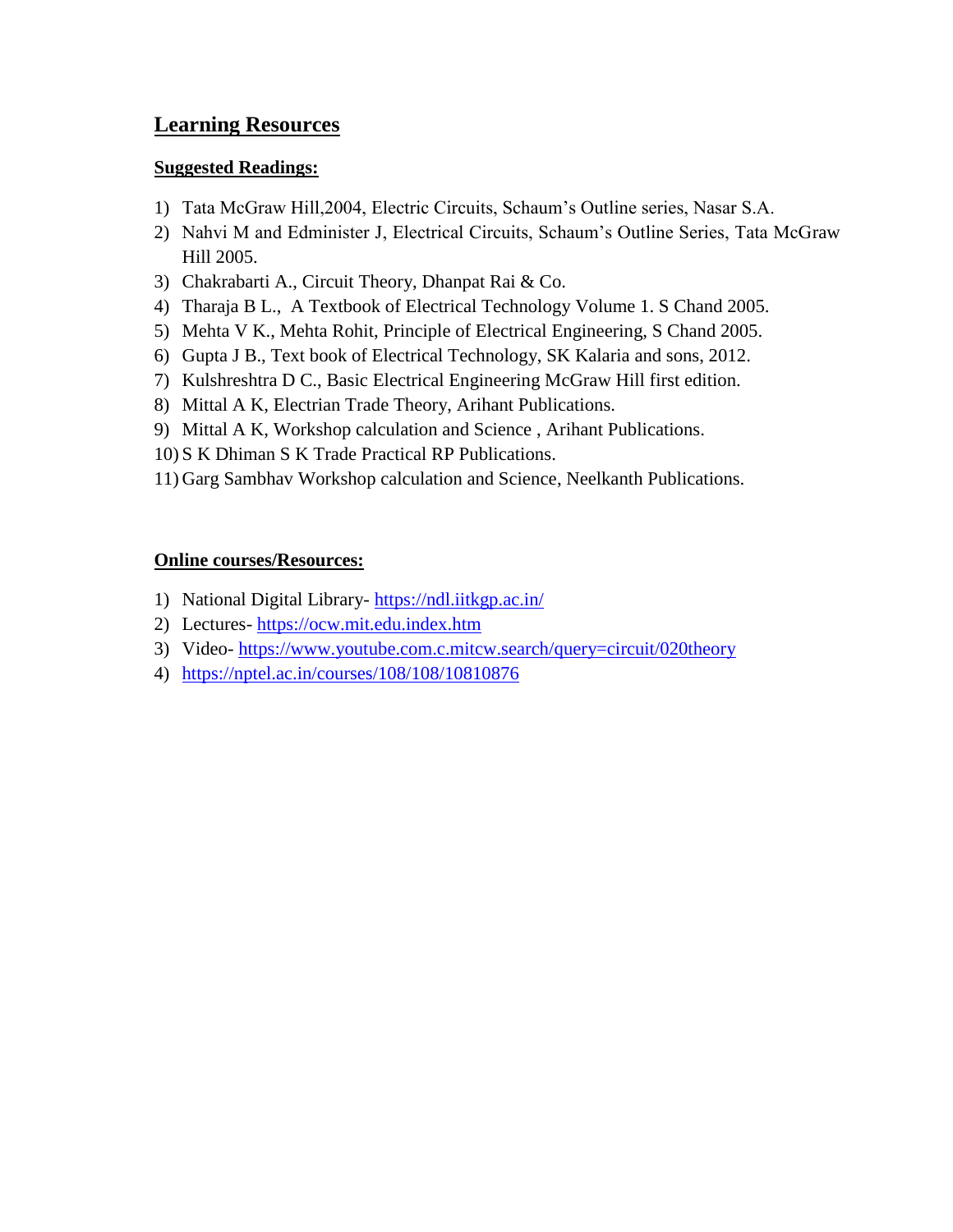## Learning Resources

**Suggested Readings:**

1) Tata McGraw Hill,2004, Electric Circuits, Schaum's Outline series, Nasar S.A.
2) Nahvi M and Edminister J, Electrical Circuits, Schaum's Outline Series, Tata McGraw Hill 2005.
3) Chakrabarti A., Circuit Theory, Dhanpat Rai & Co.
4) Tharaja B L., A Textbook of Electrical Technology Volume 1. S Chand 2005.
5) Mehta V K., Mehta Rohit, Principle of Electrical Engineering, S Chand 2005.
6) Gupta J B., Text book of Electrical Technology, SK Kalaria and sons, 2012.
7) Kulshreshtra D C., Basic Electrical Engineering McGraw Hill first edition.
8) Mittal A K, Electrian Trade Theory, Arihant Publications.
9) Mittal A K, Workshop calculation and Science , Arihant Publications.
10) S K Dhiman S K Trade Practical RP Publications.
11) Garg Sambhav Workshop calculation and Science, Neelkanth Publications.

**Online courses/Resources:**

1) National Digital Library- https://ndl.iitkgp.ac.in/
2) Lectures- https://ocw.mit.edu.index.htm
3) Video- https://www.youtube.com.c.mitcw.search/query=circuit/020theory
4) https://nptel.ac.in/courses/108/108/10810876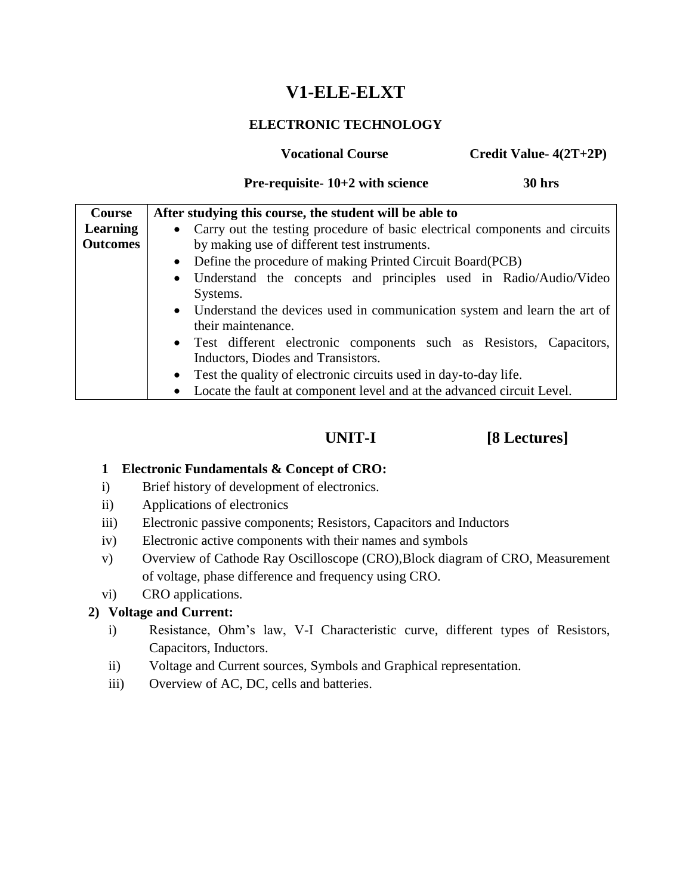# V1-ELE-ELXT

## ELECTRONIC TECHNOLOGY

**Vocational Course** **Credit Value- 4(2T+2P)**

**Pre-requisite- 10+2 with science** **30 hrs**

| Course Learning Outcomes | After studying this course, the student will be able to |
|---|---|
| | • Carry out the testing procedure of basic electrical components and circuits by making use of different test instruments.<br>• Define the procedure of making Printed Circuit Board(PCB)<br>• Understand the concepts and principles used in Radio/Audio/Video Systems.<br>• Understand the devices used in communication system and learn the art of their maintenance.<br>• Test different electronic components such as Resistors, Capacitors, Inductors, Diodes and Transistors.<br>• Test the quality of electronic circuits used in day-to-day life.<br>• Locate the fault at component level and at the advanced circuit Level. |

## UNIT-I [8 Lectures]

**1 Electronic Fundamentals & Concept of CRO:**

i) Brief history of development of electronics.

ii) Applications of electronics

iii) Electronic passive components; Resistors, Capacitors and Inductors

iv) Electronic active components with their names and symbols

v) Overview of Cathode Ray Oscilloscope (CRO),Block diagram of CRO, Measurement of voltage, phase difference and frequency using CRO.

vi) CRO applications.

**2) Voltage and Current:**

i) Resistance, Ohm's law, V-I Characteristic curve, different types of Resistors, Capacitors, Inductors.

ii) Voltage and Current sources, Symbols and Graphical representation.

iii) Overview of AC, DC, cells and batteries.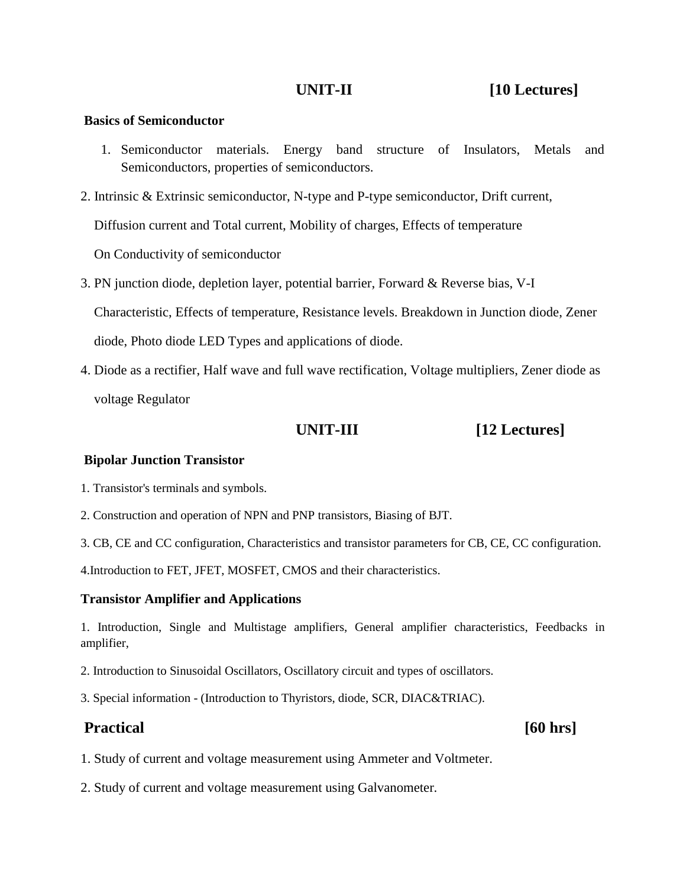## UNIT-II [10 Lectures]

**Basics of Semiconductor**

1. Semiconductor materials. Energy band structure of Insulators, Metals and Semiconductors, properties of semiconductors.
2. Intrinsic & Extrinsic semiconductor, N-type and P-type semiconductor, Drift current, Diffusion current and Total current, Mobility of charges, Effects of temperature On Conductivity of semiconductor
3. PN junction diode, depletion layer, potential barrier, Forward & Reverse bias, V-I Characteristic, Effects of temperature, Resistance levels. Breakdown in Junction diode, Zener diode, Photo diode LED Types and applications of diode.
4. Diode as a rectifier, Half wave and full wave rectification, Voltage multipliers, Zener diode as voltage Regulator

## UNIT-III [12 Lectures]

**Bipolar Junction Transistor**

1. Transistor's terminals and symbols.
2. Construction and operation of NPN and PNP transistors, Biasing of BJT.
3. CB, CE and CC configuration, Characteristics and transistor parameters for CB, CE, CC configuration.
4. Introduction to FET, JFET, MOSFET, CMOS and their characteristics.

**Transistor Amplifier and Applications**

1. Introduction, Single and Multistage amplifiers, General amplifier characteristics, Feedbacks in amplifier,
2. Introduction to Sinusoidal Oscillators, Oscillatory circuit and types of oscillators.
3. Special information - (Introduction to Thyristors, diode, SCR, DIAC&TRIAC).

## Practical [60 hrs]

1. Study of current and voltage measurement using Ammeter and Voltmeter.
2. Study of current and voltage measurement using Galvanometer.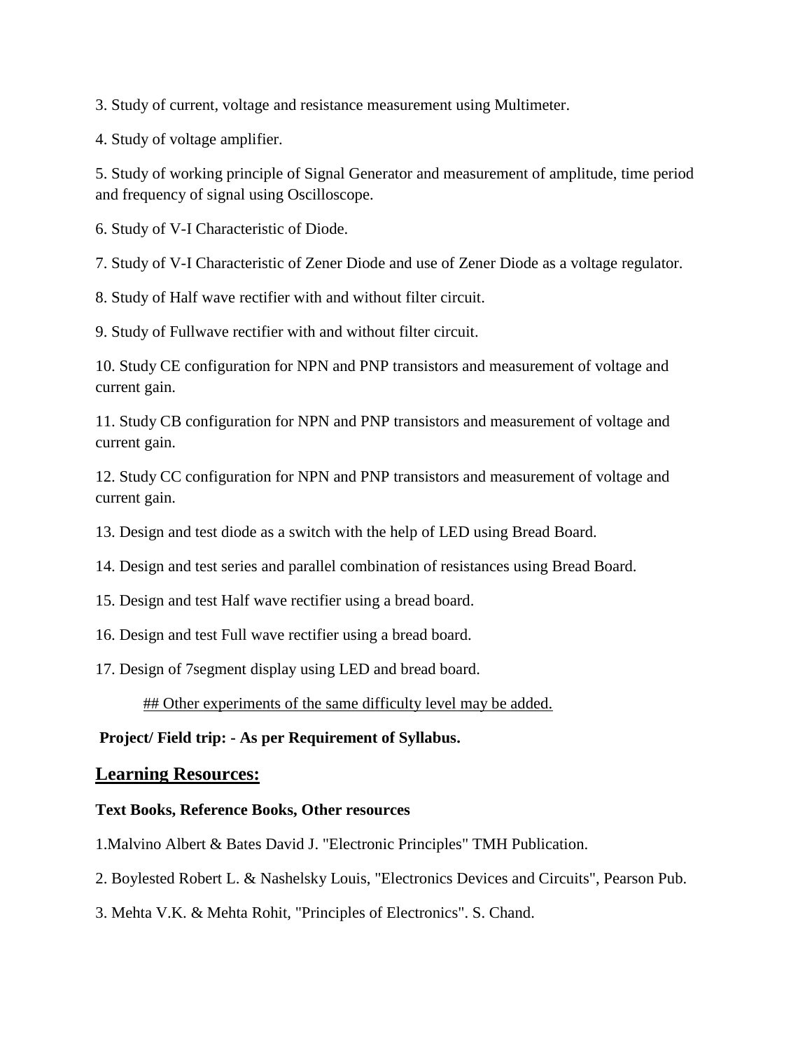3. Study of current, voltage and resistance measurement using Multimeter.

4. Study of voltage amplifier.

5. Study of working principle of Signal Generator and measurement of amplitude, time period and frequency of signal using Oscilloscope.

6. Study of V-I Characteristic of Diode.

7. Study of V-I Characteristic of Zener Diode and use of Zener Diode as a voltage regulator.

8. Study of Half wave rectifier with and without filter circuit.

9. Study of Fullwave rectifier with and without filter circuit.

10. Study CE configuration for NPN and PNP transistors and measurement of voltage and current gain.

11. Study CB configuration for NPN and PNP transistors and measurement of voltage and current gain.

12. Study CC configuration for NPN and PNP transistors and measurement of voltage and current gain.

13. Design and test diode as a switch with the help of LED using Bread Board.

14. Design and test series and parallel combination of resistances using Bread Board.

15. Design and test Half wave rectifier using a bread board.

16. Design and test Full wave rectifier using a bread board.

17. Design of 7segment display using LED and bread board.

## Other experiments of the same difficulty level may be added.

**Project/ Field trip: - As per Requirement of Syllabus.**

## Learning Resources:

**Text Books, Reference Books, Other resources**

1.Malvino Albert & Bates David J. "Electronic Principles" TMH Publication.

2. Boylested Robert L. & Nashelsky Louis, "Electronics Devices and Circuits", Pearson Pub.

3. Mehta V.K. & Mehta Rohit, "Principles of Electronics". S. Chand.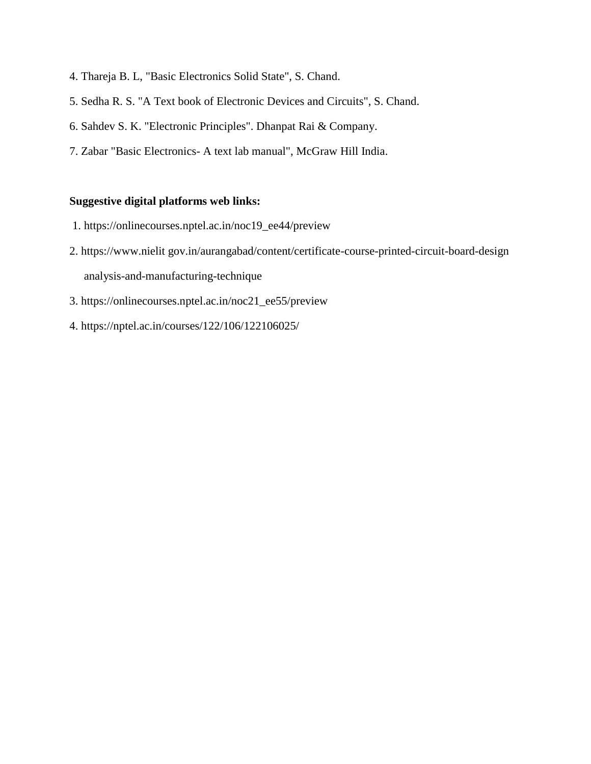4. Thareja B. L, "Basic Electronics Solid State", S. Chand.
5. Sedha R. S. "A Text book of Electronic Devices and Circuits", S. Chand.
6. Sahdev S. K. "Electronic Principles". Dhanpat Rai & Company.
7. Zabar "Basic Electronics- A text lab manual", McGraw Hill India.

**Suggestive digital platforms web links:**

1. https://onlinecourses.nptel.ac.in/noc19_ee44/preview
2. https://www.nielit gov.in/aurangabad/content/certificate-course-printed-circuit-board-design analysis-and-manufacturing-technique
3. https://onlinecourses.nptel.ac.in/noc21_ee55/preview
4. https://nptel.ac.in/courses/122/106/122106025/